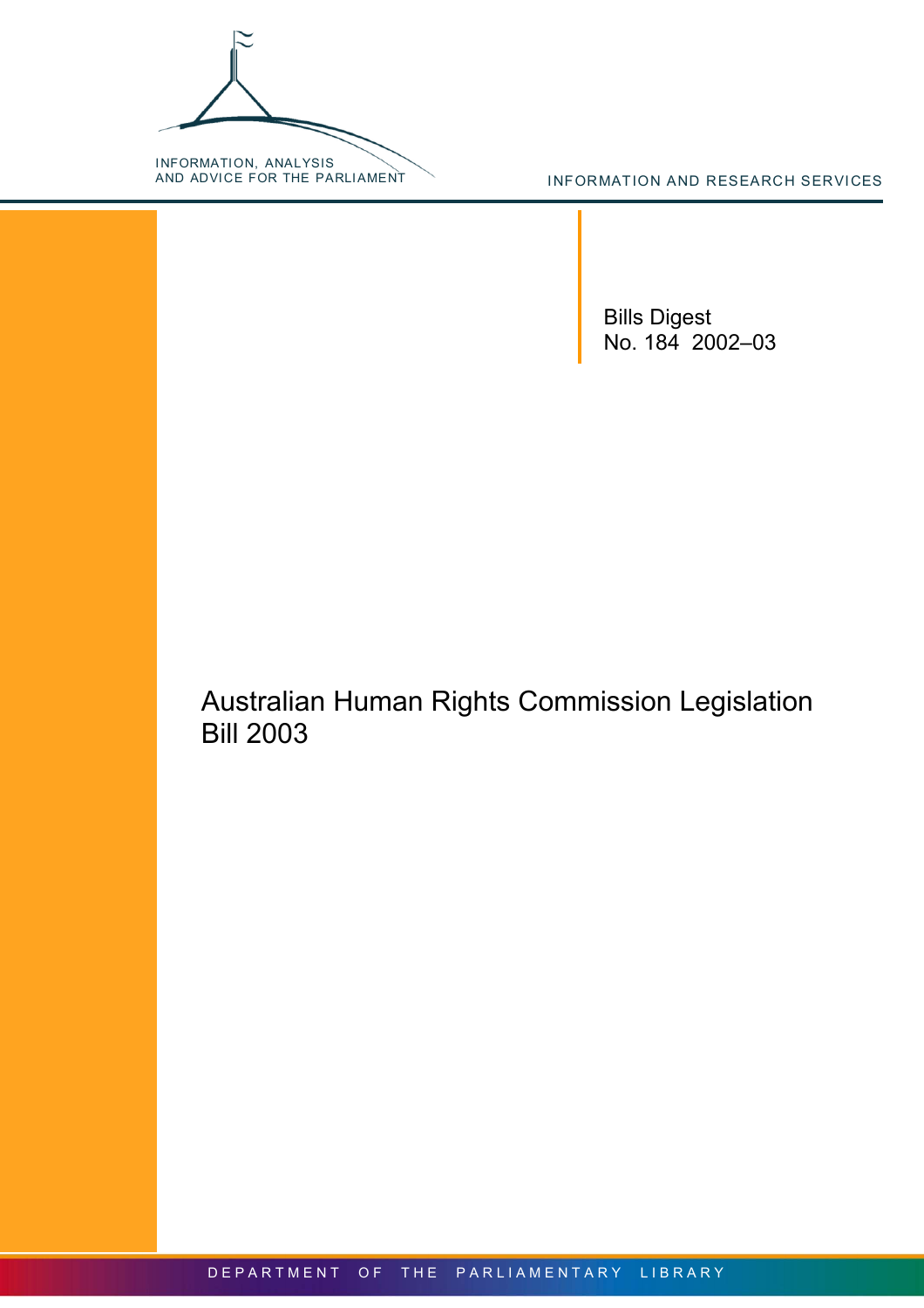INFORMATION, ANALYSIS AND ADVICE FOR THE PARLIAMENT

INFORMATION AND RESEARCH SERVICES

Bills Digest
No. 184 2002–03

# Australian Human Rights Commission Legislation Bill 2003

DEPARTMENT OF THE PARLIAMENTARY LIBRARY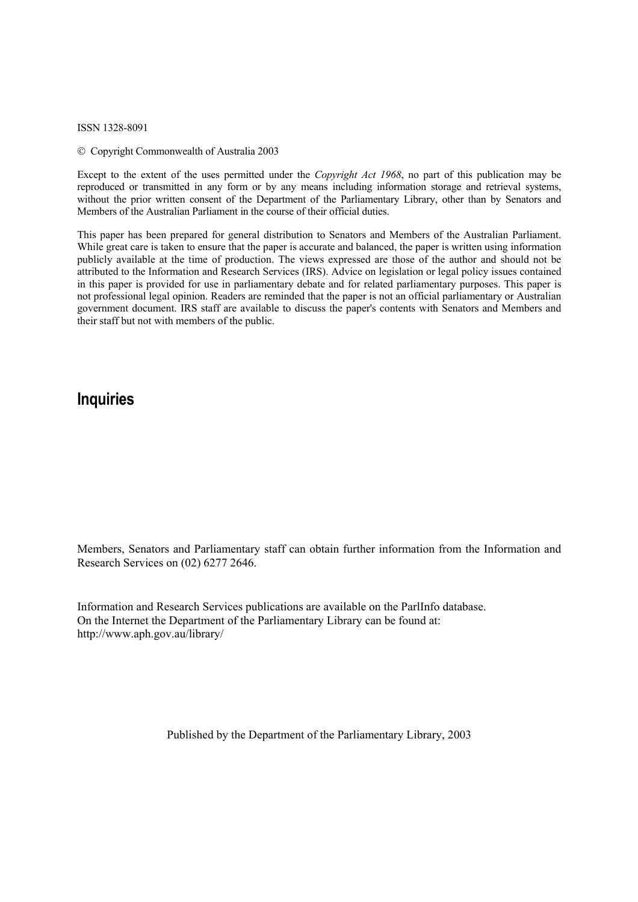ISSN 1328-8091

© Copyright Commonwealth of Australia 2003

Except to the extent of the uses permitted under the *Copyright Act 1968*, no part of this publication may be reproduced or transmitted in any form or by any means including information storage and retrieval systems, without the prior written consent of the Department of the Parliamentary Library, other than by Senators and Members of the Australian Parliament in the course of their official duties.

This paper has been prepared for general distribution to Senators and Members of the Australian Parliament. While great care is taken to ensure that the paper is accurate and balanced, the paper is written using information publicly available at the time of production. The views expressed are those of the author and should not be attributed to the Information and Research Services (IRS). Advice on legislation or legal policy issues contained in this paper is provided for use in parliamentary debate and for related parliamentary purposes. This paper is not professional legal opinion. Readers are reminded that the paper is not an official parliamentary or Australian government document. IRS staff are available to discuss the paper's contents with Senators and Members and their staff but not with members of the public.

## Inquiries

Members, Senators and Parliamentary staff can obtain further information from the Information and Research Services on (02) 6277 2646.

Information and Research Services publications are available on the ParlInfo database.
On the Internet the Department of the Parliamentary Library can be found at:
http://www.aph.gov.au/library/

Published by the Department of the Parliamentary Library, 2003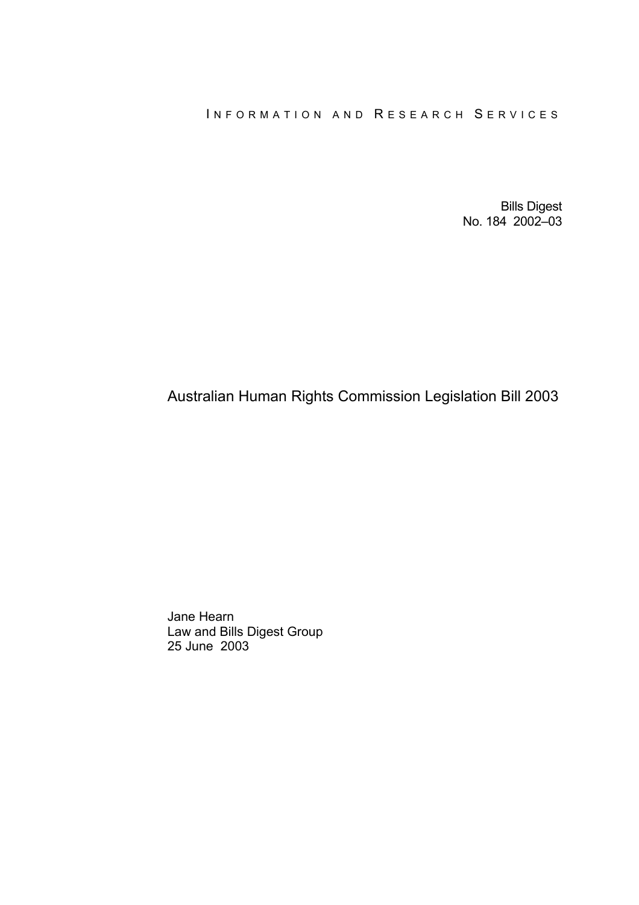INFORMATION AND RESEARCH SERVICES

Bills Digest
No. 184 2002–03

# Australian Human Rights Commission Legislation Bill 2003

Jane Hearn
Law and Bills Digest Group
25 June 2003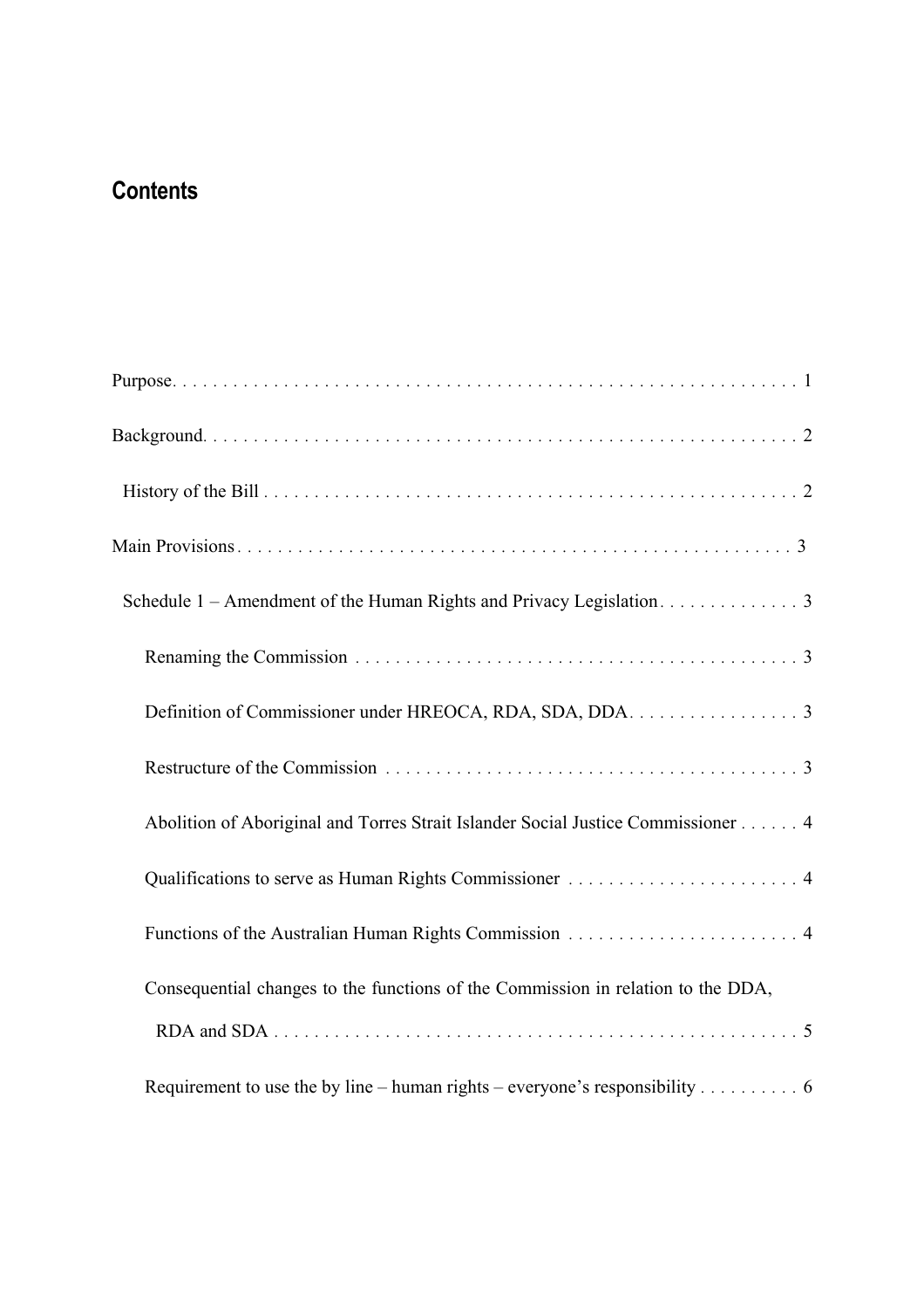## Contents

Purpose. . . . . . . . . . . . . . . . . . . . . . . . . . . . . . . . . . . . . . . . . . . . . . . . . . . . . . . . . . . . . 1

Background. . . . . . . . . . . . . . . . . . . . . . . . . . . . . . . . . . . . . . . . . . . . . . . . . . . . . . . . . . . 2

History of the Bill . . . . . . . . . . . . . . . . . . . . . . . . . . . . . . . . . . . . . . . . . . . . . . . . . . . . 2

Main Provisions . . . . . . . . . . . . . . . . . . . . . . . . . . . . . . . . . . . . . . . . . . . . . . . . . . . . . . 3

Schedule 1 – Amendment of the Human Rights and Privacy Legislation . . . . . . . . . . . . . . 3

Renaming the Commission . . . . . . . . . . . . . . . . . . . . . . . . . . . . . . . . . . . . . . . . . . . . . 3

Definition of Commissioner under HREOCA, RDA, SDA, DDA. . . . . . . . . . . . . . . . . 3

Restructure of the Commission . . . . . . . . . . . . . . . . . . . . . . . . . . . . . . . . . . . . . . . . . 3

Abolition of Aboriginal and Torres Strait Islander Social Justice Commissioner . . . . . . 4

Qualifications to serve as Human Rights Commissioner . . . . . . . . . . . . . . . . . . . . . . . 4

Functions of the Australian Human Rights Commission . . . . . . . . . . . . . . . . . . . . . . . 4

Consequential changes to the functions of the Commission in relation to the DDA, RDA and SDA . . . . . . . . . . . . . . . . . . . . . . . . . . . . . . . . . . . . . . . . . . . . . . . . . . . 5

Requirement to use the by line – human rights – everyone's responsibility . . . . . . . . . . 6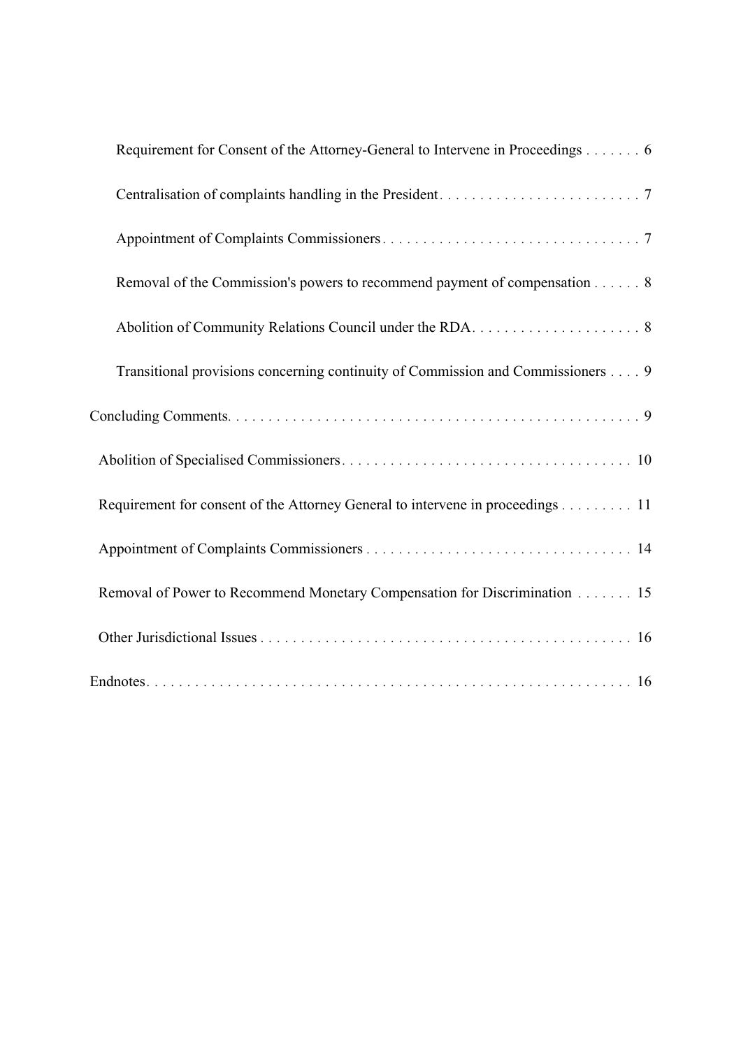Requirement for Consent of the Attorney-General to Intervene in Proceedings . . . . . . . 6

Centralisation of complaints handling in the President . . . . . . . . . . . . . . . . . . . . . . . . . 7

Appointment of Complaints Commissioners . . . . . . . . . . . . . . . . . . . . . . . . . . . . . . . . 7

Removal of the Commission's powers to recommend payment of compensation . . . . . . 8

Abolition of Community Relations Council under the RDA . . . . . . . . . . . . . . . . . . . . . 8

Transitional provisions concerning continuity of Commission and Commissioners . . . . 9

Concluding Comments . . . . . . . . . . . . . . . . . . . . . . . . . . . . . . . . . . . . . . . . . . . . . . . . . . 9

Abolition of Specialised Commissioners . . . . . . . . . . . . . . . . . . . . . . . . . . . . . . . . . . . . 10

Requirement for consent of the Attorney General to intervene in proceedings . . . . . . . . . 11

Appointment of Complaints Commissioners . . . . . . . . . . . . . . . . . . . . . . . . . . . . . . . . . 14

Removal of Power to Recommend Monetary Compensation for Discrimination . . . . . . . 15

Other Jurisdictional Issues . . . . . . . . . . . . . . . . . . . . . . . . . . . . . . . . . . . . . . . . . . . . . . 16

Endnotes . . . . . . . . . . . . . . . . . . . . . . . . . . . . . . . . . . . . . . . . . . . . . . . . . . . . . . . . . . . . 16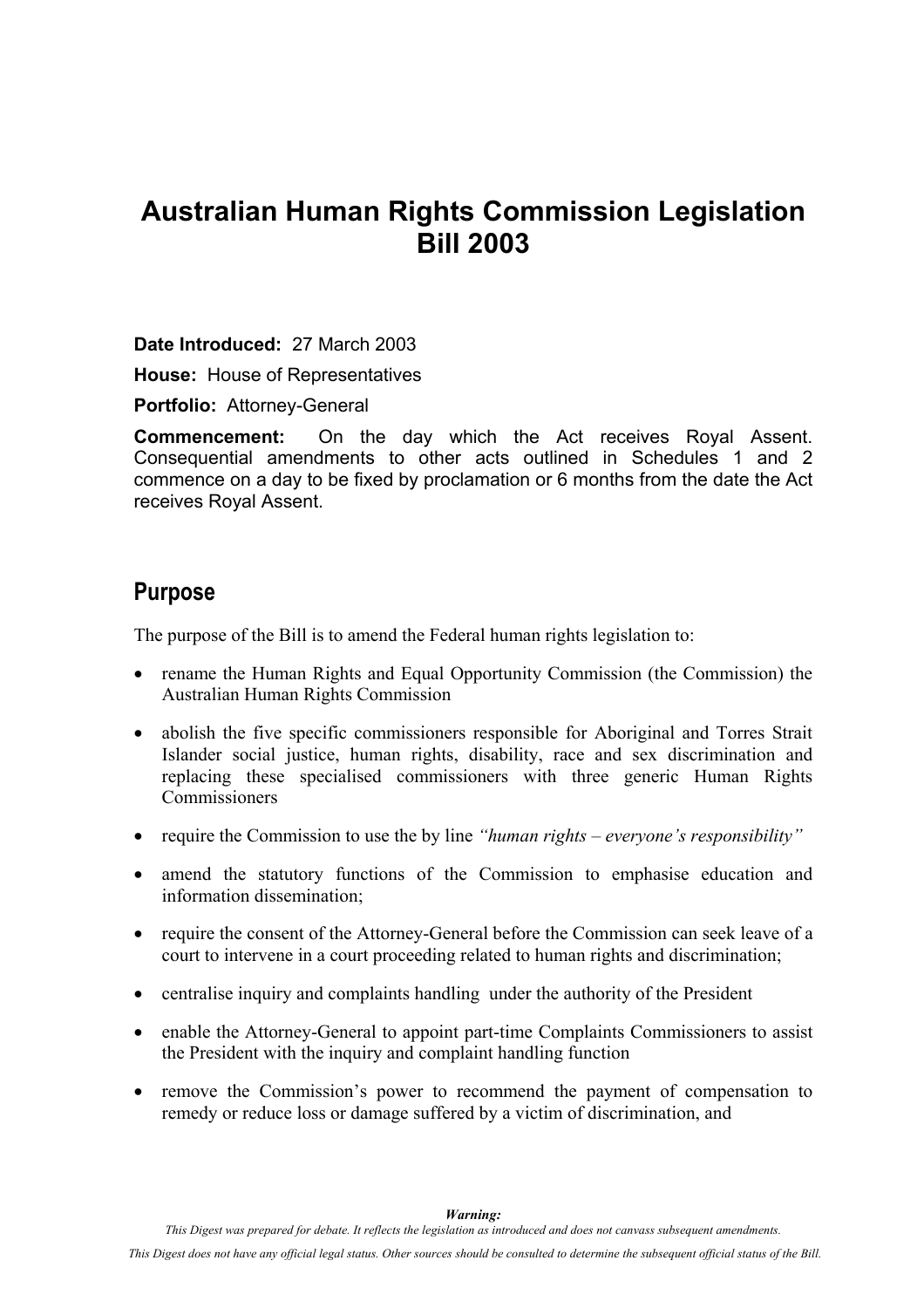# Australian Human Rights Commission Legislation Bill 2003

**Date Introduced:** 27 March 2003

**House:** House of Representatives

**Portfolio:** Attorney-General

**Commencement:** On the day which the Act receives Royal Assent. Consequential amendments to other acts outlined in Schedules 1 and 2 commence on a day to be fixed by proclamation or 6 months from the date the Act receives Royal Assent.

## Purpose

The purpose of the Bill is to amend the Federal human rights legislation to:

- rename the Human Rights and Equal Opportunity Commission (the Commission) the Australian Human Rights Commission
- abolish the five specific commissioners responsible for Aboriginal and Torres Strait Islander social justice, human rights, disability, race and sex discrimination and replacing these specialised commissioners with three generic Human Rights Commissioners
- require the Commission to use the by line *"human rights – everyone's responsibility"*
- amend the statutory functions of the Commission to emphasise education and information dissemination;
- require the consent of the Attorney-General before the Commission can seek leave of a court to intervene in a court proceeding related to human rights and discrimination;
- centralise inquiry and complaints handling under the authority of the President
- enable the Attorney-General to appoint part-time Complaints Commissioners to assist the President with the inquiry and complaint handling function
- remove the Commission's power to recommend the payment of compensation to remedy or reduce loss or damage suffered by a victim of discrimination, and

***Warning:***
*This Digest was prepared for debate. It reflects the legislation as introduced and does not canvass subsequent amendments.*

*This Digest does not have any official legal status. Other sources should be consulted to determine the subsequent official status of the Bill.*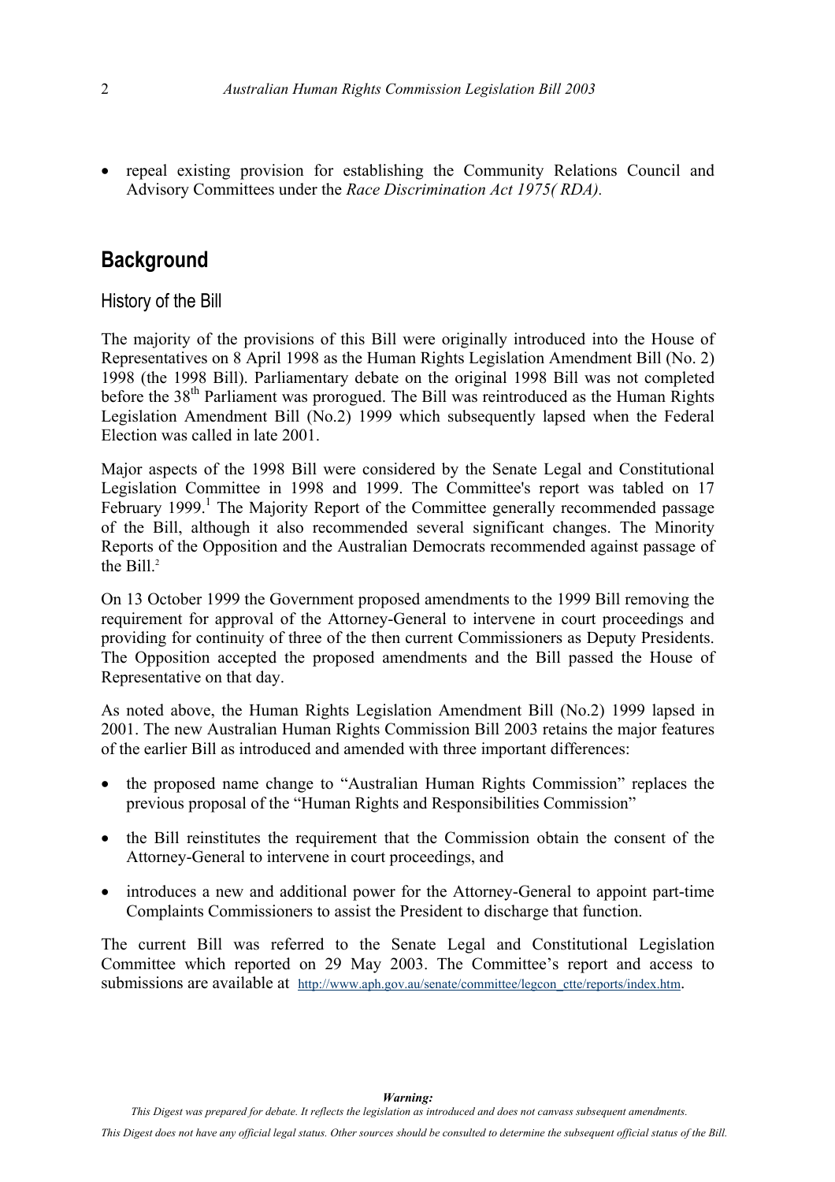- repeal existing provision for establishing the Community Relations Council and Advisory Committees under the *Race Discrimination Act 1975( RDA).*

## Background

### History of the Bill

The majority of the provisions of this Bill were originally introduced into the House of Representatives on 8 April 1998 as the Human Rights Legislation Amendment Bill (No. 2) 1998 (the 1998 Bill). Parliamentary debate on the original 1998 Bill was not completed before the 38th Parliament was prorogued. The Bill was reintroduced as the Human Rights Legislation Amendment Bill (No.2) 1999 which subsequently lapsed when the Federal Election was called in late 2001.

Major aspects of the 1998 Bill were considered by the Senate Legal and Constitutional Legislation Committee in 1998 and 1999. The Committee's report was tabled on 17 February 1999.[1] The Majority Report of the Committee generally recommended passage of the Bill, although it also recommended several significant changes. The Minority Reports of the Opposition and the Australian Democrats recommended against passage of the Bill.[2]

On 13 October 1999 the Government proposed amendments to the 1999 Bill removing the requirement for approval of the Attorney-General to intervene in court proceedings and providing for continuity of three of the then current Commissioners as Deputy Presidents. The Opposition accepted the proposed amendments and the Bill passed the House of Representative on that day.

As noted above, the Human Rights Legislation Amendment Bill (No.2) 1999 lapsed in 2001. The new Australian Human Rights Commission Bill 2003 retains the major features of the earlier Bill as introduced and amended with three important differences:

- the proposed name change to "Australian Human Rights Commission" replaces the previous proposal of the "Human Rights and Responsibilities Commission"
- the Bill reinstitutes the requirement that the Commission obtain the consent of the Attorney-General to intervene in court proceedings, and
- introduces a new and additional power for the Attorney-General to appoint part-time Complaints Commissioners to assist the President to discharge that function.

The current Bill was referred to the Senate Legal and Constitutional Legislation Committee which reported on 29 May 2003. The Committee's report and access to submissions are available at http://www.aph.gov.au/senate/committee/legcon_ctte/reports/index.htm.

***Warning:***

*This Digest was prepared for debate. It reflects the legislation as introduced and does not canvass subsequent amendments.*

*This Digest does not have any official legal status. Other sources should be consulted to determine the subsequent official status of the Bill.*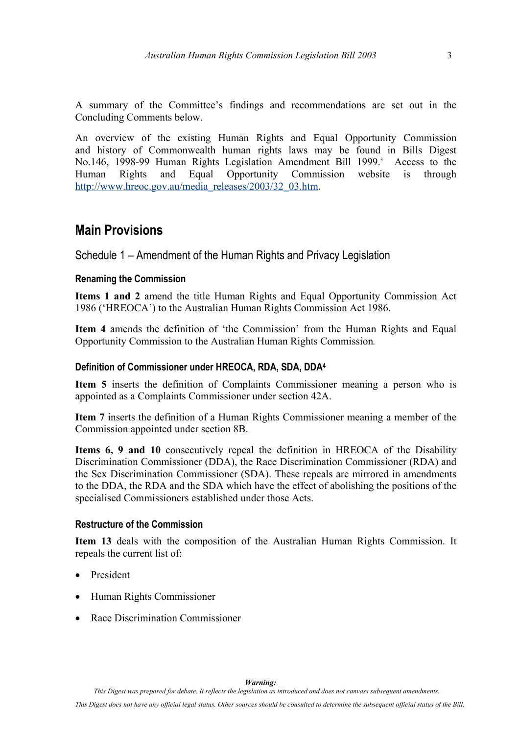A summary of the Committee's findings and recommendations are set out in the Concluding Comments below.

An overview of the existing Human Rights and Equal Opportunity Commission and history of Commonwealth human rights laws may be found in Bills Digest No.146, 1998-99 Human Rights Legislation Amendment Bill 1999.[3] Access to the Human Rights and Equal Opportunity Commission website is through http://www.hreoc.gov.au/media_releases/2003/32_03.htm.

## Main Provisions

### Schedule 1 – Amendment of the Human Rights and Privacy Legislation

#### Renaming the Commission

**Items 1 and 2** amend the title Human Rights and Equal Opportunity Commission Act 1986 ('HREOCA') to the Australian Human Rights Commission Act 1986.

**Item 4** amends the definition of 'the Commission' from the Human Rights and Equal Opportunity Commission to the Australian Human Rights Commission.

#### Definition of Commissioner under HREOCA, RDA, SDA, DDA[4]

**Item 5** inserts the definition of Complaints Commissioner meaning a person who is appointed as a Complaints Commissioner under section 42A.

**Item 7** inserts the definition of a Human Rights Commissioner meaning a member of the Commission appointed under section 8B.

**Items 6, 9 and 10** consecutively repeal the definition in HREOCA of the Disability Discrimination Commissioner (DDA), the Race Discrimination Commissioner (RDA) and the Sex Discrimination Commissioner (SDA). These repeals are mirrored in amendments to the DDA, the RDA and the SDA which have the effect of abolishing the positions of the specialised Commissioners established under those Acts.

#### Restructure of the Commission

**Item 13** deals with the composition of the Australian Human Rights Commission. It repeals the current list of:

- President
- Human Rights Commissioner
- Race Discrimination Commissioner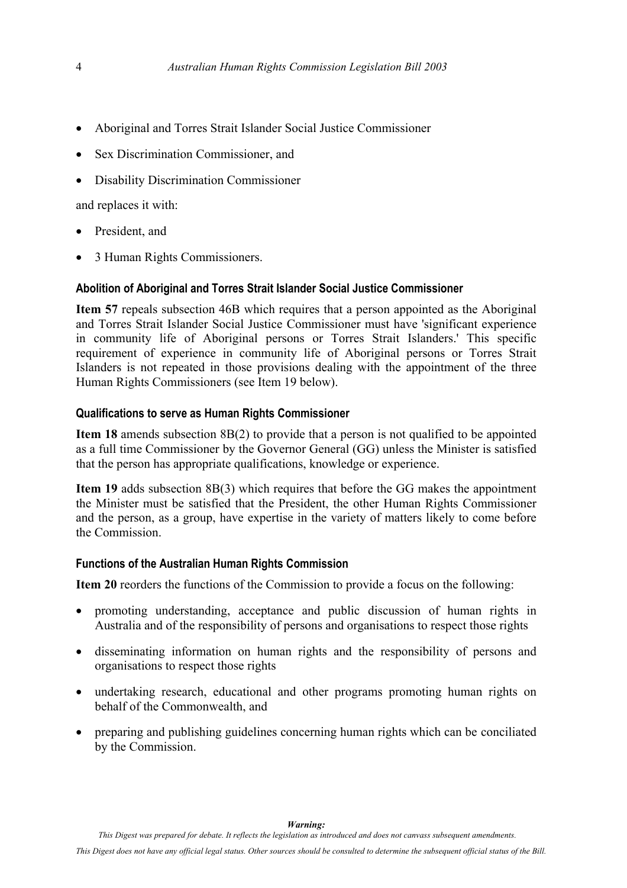- Aboriginal and Torres Strait Islander Social Justice Commissioner
- Sex Discrimination Commissioner, and
- Disability Discrimination Commissioner

and replaces it with:

- President, and
- 3 Human Rights Commissioners.

#### Abolition of Aboriginal and Torres Strait Islander Social Justice Commissioner

**Item 57** repeals subsection 46B which requires that a person appointed as the Aboriginal and Torres Strait Islander Social Justice Commissioner must have 'significant experience in community life of Aboriginal persons or Torres Strait Islanders.' This specific requirement of experience in community life of Aboriginal persons or Torres Strait Islanders is not repeated in those provisions dealing with the appointment of the three Human Rights Commissioners (see Item 19 below).

#### Qualifications to serve as Human Rights Commissioner

**Item 18** amends subsection 8B(2) to provide that a person is not qualified to be appointed as a full time Commissioner by the Governor General (GG) unless the Minister is satisfied that the person has appropriate qualifications, knowledge or experience.

**Item 19** adds subsection 8B(3) which requires that before the GG makes the appointment the Minister must be satisfied that the President, the other Human Rights Commissioner and the person, as a group, have expertise in the variety of matters likely to come before the Commission.

#### Functions of the Australian Human Rights Commission

**Item 20** reorders the functions of the Commission to provide a focus on the following:

- promoting understanding, acceptance and public discussion of human rights in Australia and of the responsibility of persons and organisations to respect those rights
- disseminating information on human rights and the responsibility of persons and organisations to respect those rights
- undertaking research, educational and other programs promoting human rights on behalf of the Commonwealth, and
- preparing and publishing guidelines concerning human rights which can be conciliated by the Commission.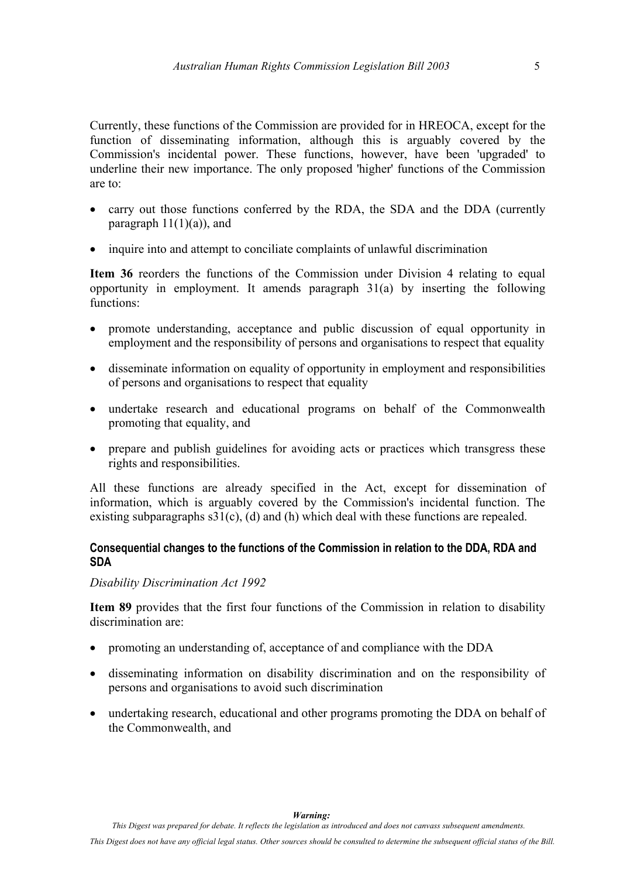Currently, these functions of the Commission are provided for in HREOCA, except for the function of disseminating information, although this is arguably covered by the Commission's incidental power. These functions, however, have been 'upgraded' to underline their new importance. The only proposed 'higher' functions of the Commission are to:

- carry out those functions conferred by the RDA, the SDA and the DDA (currently paragraph 11(1)(a)), and
- inquire into and attempt to conciliate complaints of unlawful discrimination

**Item 36** reorders the functions of the Commission under Division 4 relating to equal opportunity in employment. It amends paragraph 31(a) by inserting the following functions:

- promote understanding, acceptance and public discussion of equal opportunity in employment and the responsibility of persons and organisations to respect that equality
- disseminate information on equality of opportunity in employment and responsibilities of persons and organisations to respect that equality
- undertake research and educational programs on behalf of the Commonwealth promoting that equality, and
- prepare and publish guidelines for avoiding acts or practices which transgress these rights and responsibilities.

All these functions are already specified in the Act, except for dissemination of information, which is arguably covered by the Commission's incidental function. The existing subparagraphs s31(c), (d) and (h) which deal with these functions are repealed.

#### Consequential changes to the functions of the Commission in relation to the DDA, RDA and SDA

*Disability Discrimination Act 1992*

**Item 89** provides that the first four functions of the Commission in relation to disability discrimination are:

- promoting an understanding of, acceptance of and compliance with the DDA
- disseminating information on disability discrimination and on the responsibility of persons and organisations to avoid such discrimination
- undertaking research, educational and other programs promoting the DDA on behalf of the Commonwealth, and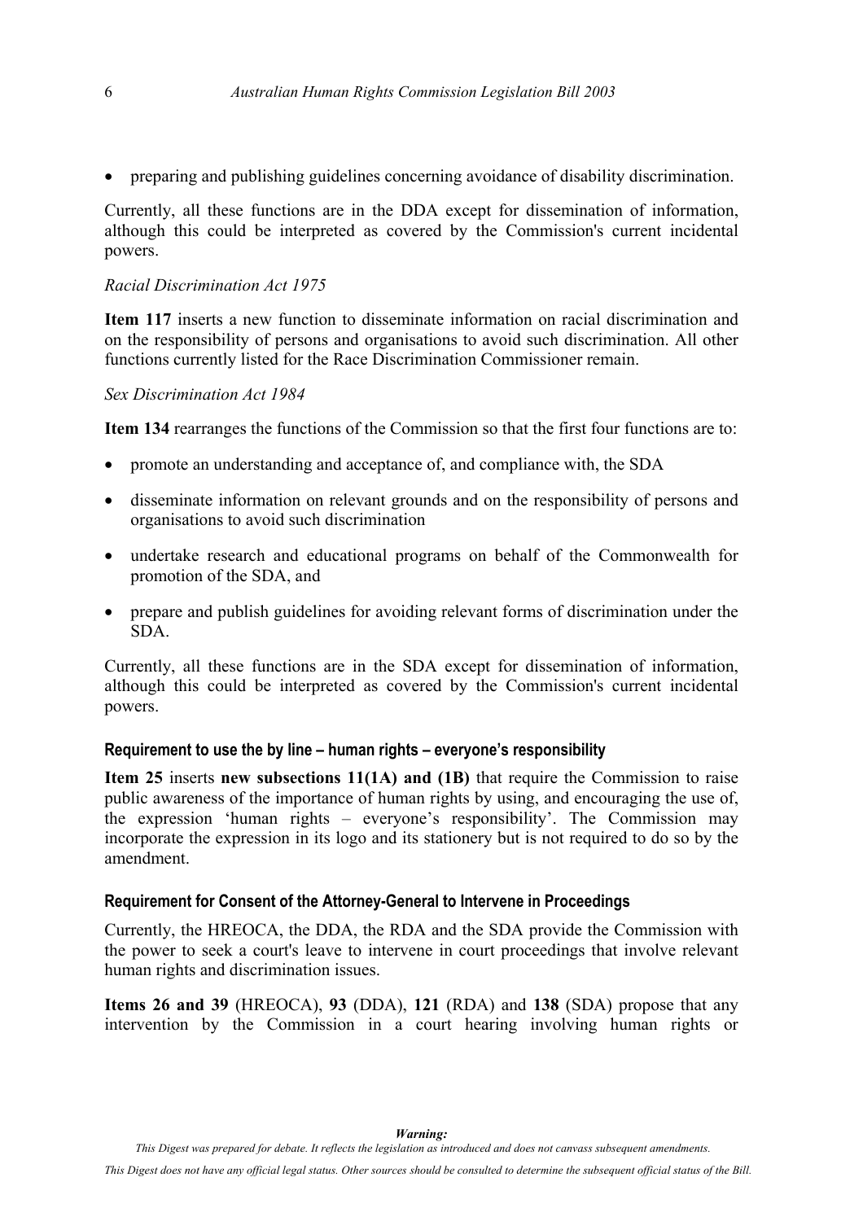- preparing and publishing guidelines concerning avoidance of disability discrimination.

Currently, all these functions are in the DDA except for dissemination of information, although this could be interpreted as covered by the Commission's current incidental powers.

*Racial Discrimination Act 1975*

**Item 117** inserts a new function to disseminate information on racial discrimination and on the responsibility of persons and organisations to avoid such discrimination. All other functions currently listed for the Race Discrimination Commissioner remain.

*Sex Discrimination Act 1984*

**Item 134** rearranges the functions of the Commission so that the first four functions are to:

- promote an understanding and acceptance of, and compliance with, the SDA
- disseminate information on relevant grounds and on the responsibility of persons and organisations to avoid such discrimination
- undertake research and educational programs on behalf of the Commonwealth for promotion of the SDA, and
- prepare and publish guidelines for avoiding relevant forms of discrimination under the SDA.

Currently, all these functions are in the SDA except for dissemination of information, although this could be interpreted as covered by the Commission's current incidental powers.

#### Requirement to use the by line – human rights – everyone's responsibility

**Item 25** inserts **new subsections 11(1A) and (1B)** that require the Commission to raise public awareness of the importance of human rights by using, and encouraging the use of, the expression 'human rights – everyone's responsibility'. The Commission may incorporate the expression in its logo and its stationery but is not required to do so by the amendment.

#### Requirement for Consent of the Attorney-General to Intervene in Proceedings

Currently, the HREOCA, the DDA, the RDA and the SDA provide the Commission with the power to seek a court's leave to intervene in court proceedings that involve relevant human rights and discrimination issues.

**Items 26 and 39** (HREOCA), **93** (DDA), **121** (RDA) and **138** (SDA) propose that any intervention by the Commission in a court hearing involving human rights or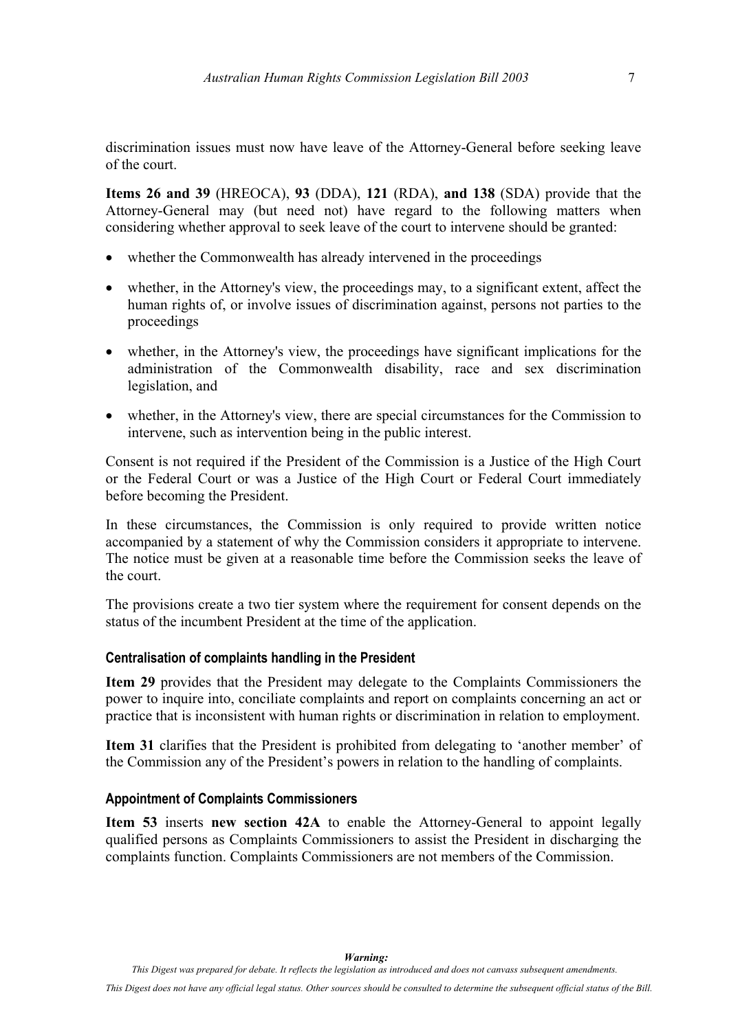discrimination issues must now have leave of the Attorney-General before seeking leave of the court.

**Items 26 and 39** (HREOCA), **93** (DDA), **121** (RDA), **and 138** (SDA) provide that the Attorney-General may (but need not) have regard to the following matters when considering whether approval to seek leave of the court to intervene should be granted:

- whether the Commonwealth has already intervened in the proceedings
- whether, in the Attorney's view, the proceedings may, to a significant extent, affect the human rights of, or involve issues of discrimination against, persons not parties to the proceedings
- whether, in the Attorney's view, the proceedings have significant implications for the administration of the Commonwealth disability, race and sex discrimination legislation, and
- whether, in the Attorney's view, there are special circumstances for the Commission to intervene, such as intervention being in the public interest.

Consent is not required if the President of the Commission is a Justice of the High Court or the Federal Court or was a Justice of the High Court or Federal Court immediately before becoming the President.

In these circumstances, the Commission is only required to provide written notice accompanied by a statement of why the Commission considers it appropriate to intervene. The notice must be given at a reasonable time before the Commission seeks the leave of the court.

The provisions create a two tier system where the requirement for consent depends on the status of the incumbent President at the time of the application.

#### Centralisation of complaints handling in the President

**Item 29** provides that the President may delegate to the Complaints Commissioners the power to inquire into, conciliate complaints and report on complaints concerning an act or practice that is inconsistent with human rights or discrimination in relation to employment.

**Item 31** clarifies that the President is prohibited from delegating to 'another member' of the Commission any of the President's powers in relation to the handling of complaints.

#### Appointment of Complaints Commissioners

**Item 53** inserts **new section 42A** to enable the Attorney-General to appoint legally qualified persons as Complaints Commissioners to assist the President in discharging the complaints function. Complaints Commissioners are not members of the Commission.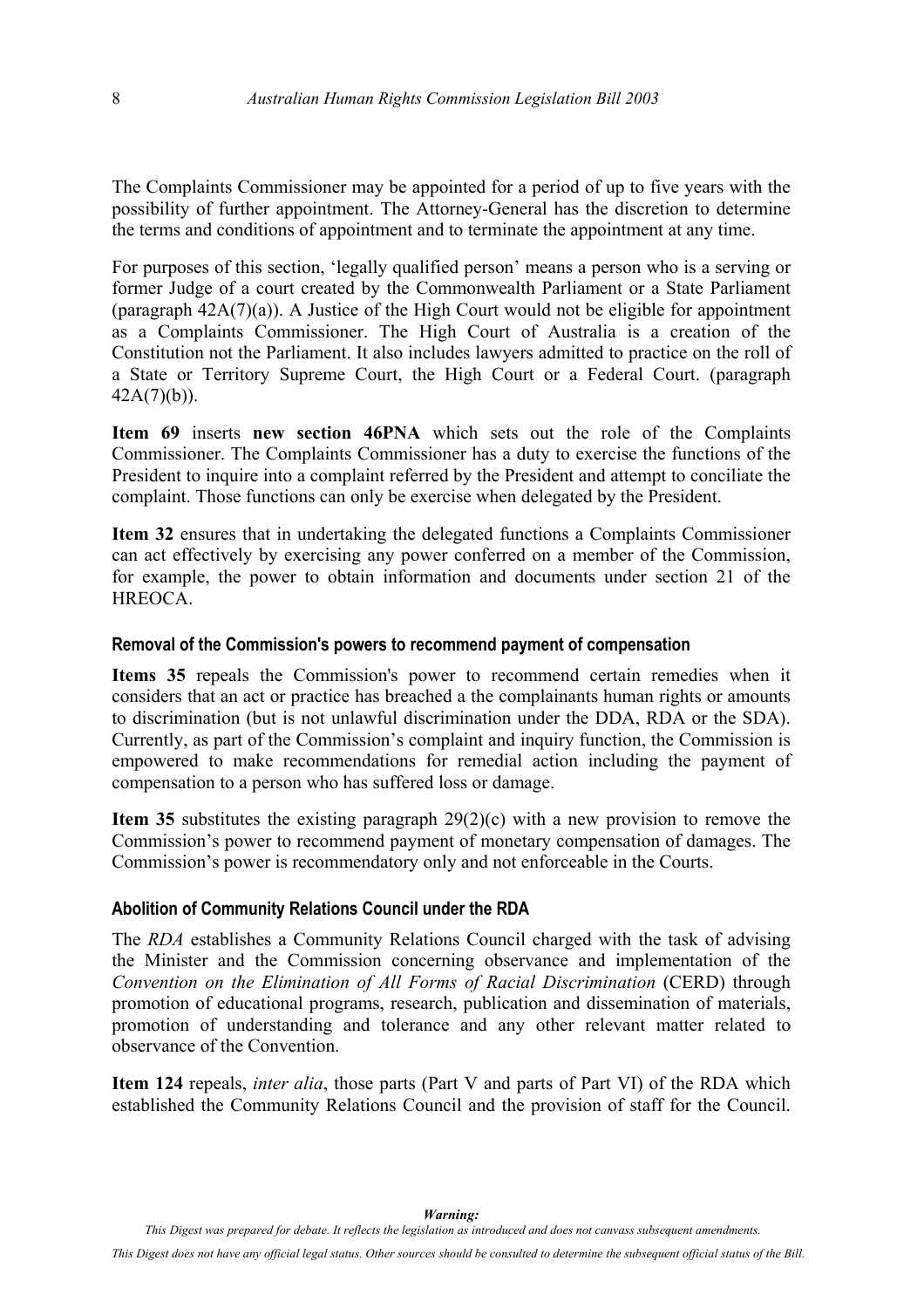The Complaints Commissioner may be appointed for a period of up to five years with the possibility of further appointment. The Attorney-General has the discretion to determine the terms and conditions of appointment and to terminate the appointment at any time.

For purposes of this section, 'legally qualified person' means a person who is a serving or former Judge of a court created by the Commonwealth Parliament or a State Parliament (paragraph 42A(7)(a)). A Justice of the High Court would not be eligible for appointment as a Complaints Commissioner. The High Court of Australia is a creation of the Constitution not the Parliament. It also includes lawyers admitted to practice on the roll of a State or Territory Supreme Court, the High Court or a Federal Court. (paragraph 42A(7)(b)).

**Item 69** inserts **new section 46PNA** which sets out the role of the Complaints Commissioner. The Complaints Commissioner has a duty to exercise the functions of the President to inquire into a complaint referred by the President and attempt to conciliate the complaint. Those functions can only be exercise when delegated by the President.

**Item 32** ensures that in undertaking the delegated functions a Complaints Commissioner can act effectively by exercising any power conferred on a member of the Commission, for example, the power to obtain information and documents under section 21 of the HREOCA.

#### Removal of the Commission's powers to recommend payment of compensation

**Items 35** repeals the Commission's power to recommend certain remedies when it considers that an act or practice has breached a the complainants human rights or amounts to discrimination (but is not unlawful discrimination under the DDA, RDA or the SDA). Currently, as part of the Commission's complaint and inquiry function, the Commission is empowered to make recommendations for remedial action including the payment of compensation to a person who has suffered loss or damage.

**Item 35** substitutes the existing paragraph 29(2)(c) with a new provision to remove the Commission's power to recommend payment of monetary compensation of damages. The Commission's power is recommendatory only and not enforceable in the Courts.

#### Abolition of Community Relations Council under the RDA

The *RDA* establishes a Community Relations Council charged with the task of advising the Minister and the Commission concerning observance and implementation of the *Convention on the Elimination of All Forms of Racial Discrimination* (CERD) through promotion of educational programs, research, publication and dissemination of materials, promotion of understanding and tolerance and any other relevant matter related to observance of the Convention.

**Item 124** repeals, *inter alia*, those parts (Part V and parts of Part VI) of the RDA which established the Community Relations Council and the provision of staff for the Council.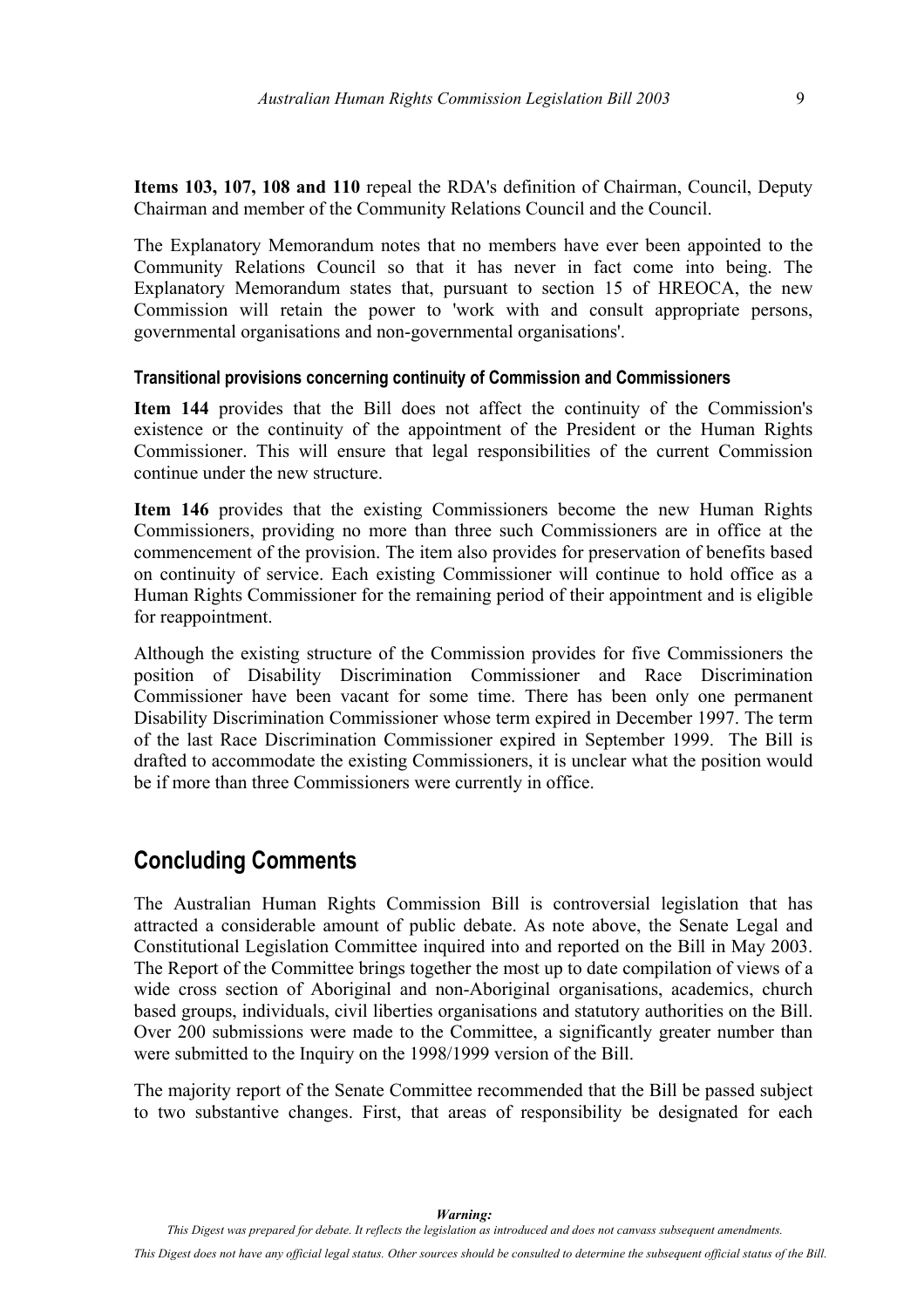**Items 103, 107, 108 and 110** repeal the RDA's definition of Chairman, Council, Deputy Chairman and member of the Community Relations Council and the Council.

The Explanatory Memorandum notes that no members have ever been appointed to the Community Relations Council so that it has never in fact come into being. The Explanatory Memorandum states that, pursuant to section 15 of HREOCA, the new Commission will retain the power to 'work with and consult appropriate persons, governmental organisations and non-governmental organisations'.

#### Transitional provisions concerning continuity of Commission and Commissioners

**Item 144** provides that the Bill does not affect the continuity of the Commission's existence or the continuity of the appointment of the President or the Human Rights Commissioner. This will ensure that legal responsibilities of the current Commission continue under the new structure.

**Item 146** provides that the existing Commissioners become the new Human Rights Commissioners, providing no more than three such Commissioners are in office at the commencement of the provision. The item also provides for preservation of benefits based on continuity of service. Each existing Commissioner will continue to hold office as a Human Rights Commissioner for the remaining period of their appointment and is eligible for reappointment.

Although the existing structure of the Commission provides for five Commissioners the position of Disability Discrimination Commissioner and Race Discrimination Commissioner have been vacant for some time. There has been only one permanent Disability Discrimination Commissioner whose term expired in December 1997. The term of the last Race Discrimination Commissioner expired in September 1999. The Bill is drafted to accommodate the existing Commissioners, it is unclear what the position would be if more than three Commissioners were currently in office.

## Concluding Comments

The Australian Human Rights Commission Bill is controversial legislation that has attracted a considerable amount of public debate. As note above, the Senate Legal and Constitutional Legislation Committee inquired into and reported on the Bill in May 2003. The Report of the Committee brings together the most up to date compilation of views of a wide cross section of Aboriginal and non-Aboriginal organisations, academics, church based groups, individuals, civil liberties organisations and statutory authorities on the Bill. Over 200 submissions were made to the Committee, a significantly greater number than were submitted to the Inquiry on the 1998/1999 version of the Bill.

The majority report of the Senate Committee recommended that the Bill be passed subject to two substantive changes. First, that areas of responsibility be designated for each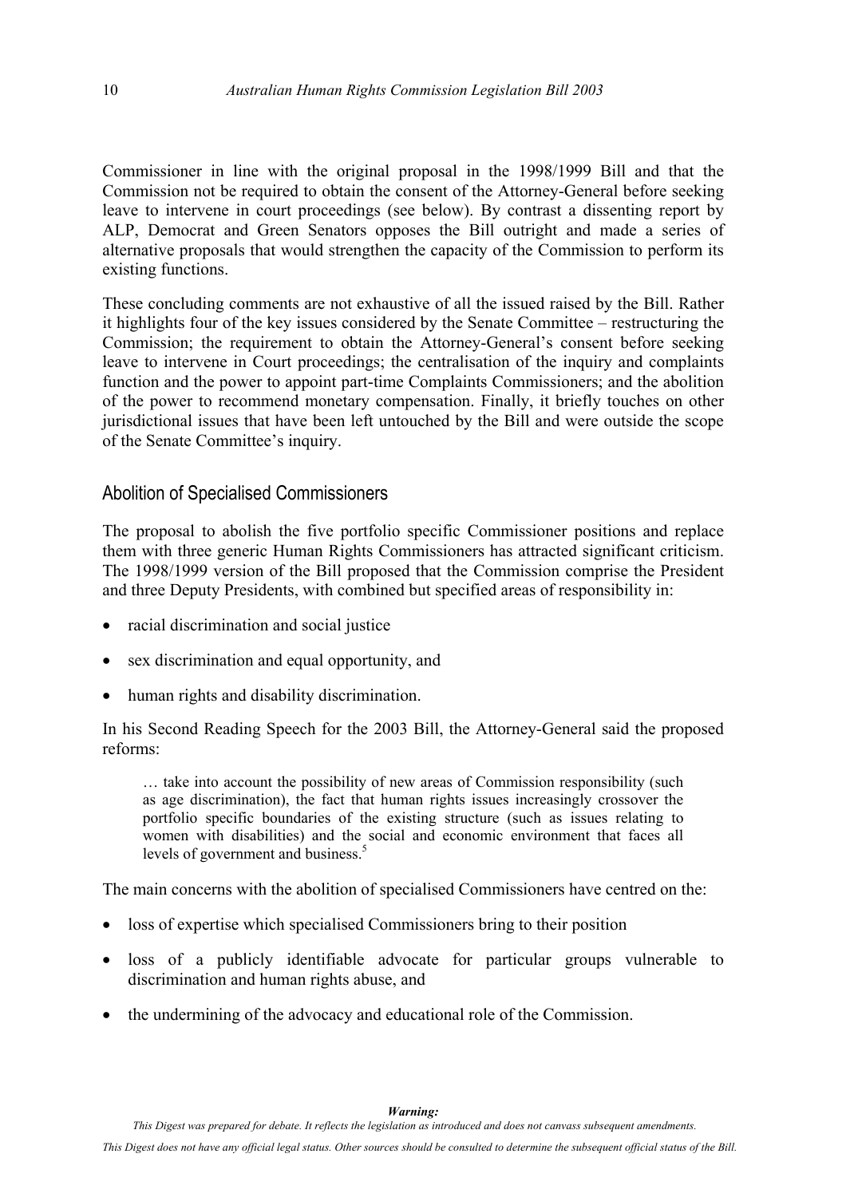Commissioner in line with the original proposal in the 1998/1999 Bill and that the Commission not be required to obtain the consent of the Attorney-General before seeking leave to intervene in court proceedings (see below). By contrast a dissenting report by ALP, Democrat and Green Senators opposes the Bill outright and made a series of alternative proposals that would strengthen the capacity of the Commission to perform its existing functions.

These concluding comments are not exhaustive of all the issued raised by the Bill. Rather it highlights four of the key issues considered by the Senate Committee – restructuring the Commission; the requirement to obtain the Attorney-General's consent before seeking leave to intervene in Court proceedings; the centralisation of the inquiry and complaints function and the power to appoint part-time Complaints Commissioners; and the abolition of the power to recommend monetary compensation. Finally, it briefly touches on other jurisdictional issues that have been left untouched by the Bill and were outside the scope of the Senate Committee's inquiry.

## Abolition of Specialised Commissioners

The proposal to abolish the five portfolio specific Commissioner positions and replace them with three generic Human Rights Commissioners has attracted significant criticism. The 1998/1999 version of the Bill proposed that the Commission comprise the President and three Deputy Presidents, with combined but specified areas of responsibility in:

- racial discrimination and social justice
- sex discrimination and equal opportunity, and
- human rights and disability discrimination.

In his Second Reading Speech for the 2003 Bill, the Attorney-General said the proposed reforms:

> … take into account the possibility of new areas of Commission responsibility (such as age discrimination), the fact that human rights issues increasingly crossover the portfolio specific boundaries of the existing structure (such as issues relating to women with disabilities) and the social and economic environment that faces all levels of government and business.[5]

The main concerns with the abolition of specialised Commissioners have centred on the:

- loss of expertise which specialised Commissioners bring to their position
- loss of a publicly identifiable advocate for particular groups vulnerable to discrimination and human rights abuse, and
- the undermining of the advocacy and educational role of the Commission.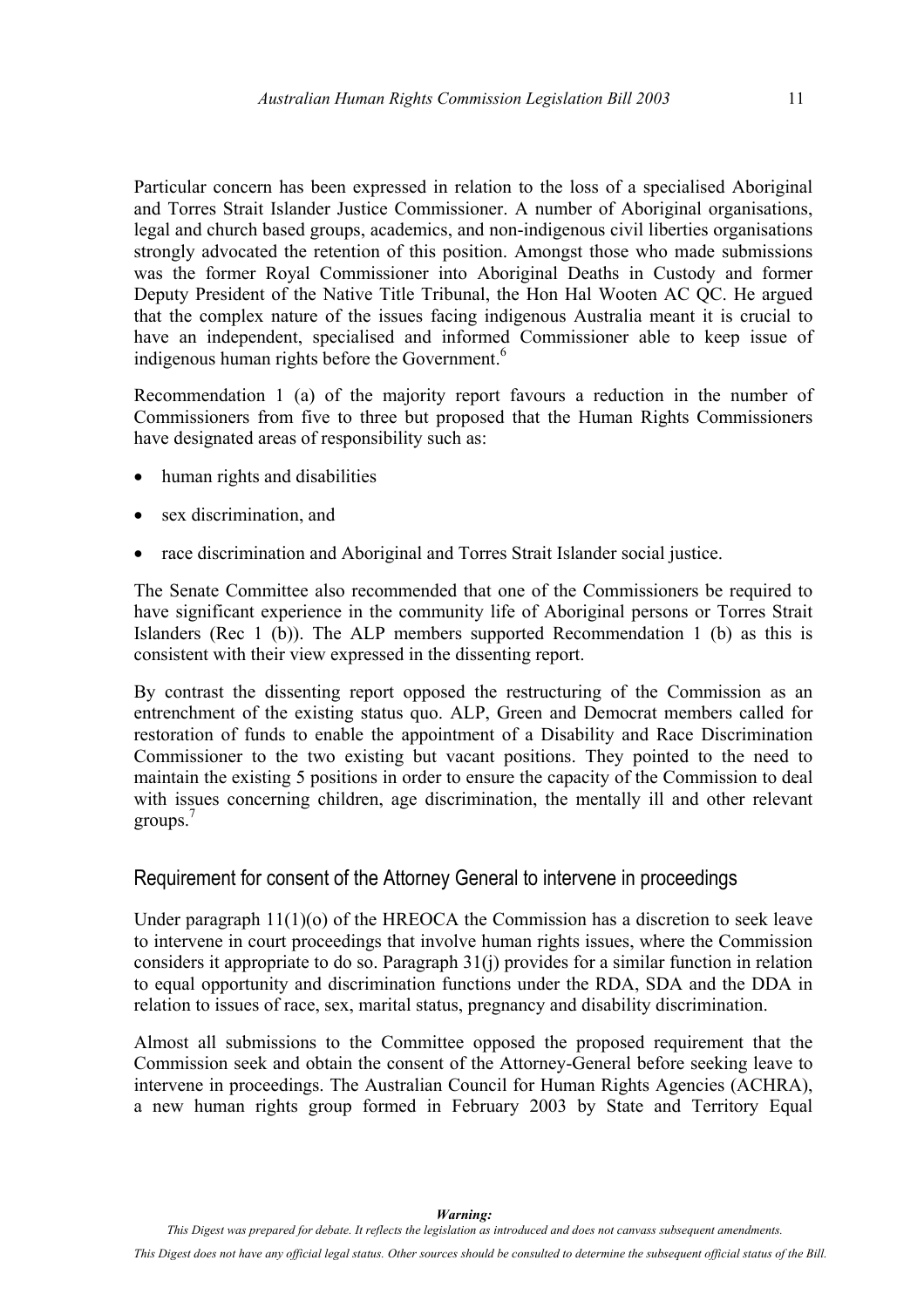Particular concern has been expressed in relation to the loss of a specialised Aboriginal and Torres Strait Islander Justice Commissioner. A number of Aboriginal organisations, legal and church based groups, academics, and non-indigenous civil liberties organisations strongly advocated the retention of this position. Amongst those who made submissions was the former Royal Commissioner into Aboriginal Deaths in Custody and former Deputy President of the Native Title Tribunal, the Hon Hal Wooten AC QC. He argued that the complex nature of the issues facing indigenous Australia meant it is crucial to have an independent, specialised and informed Commissioner able to keep issue of indigenous human rights before the Government.[6]

Recommendation 1 (a) of the majority report favours a reduction in the number of Commissioners from five to three but proposed that the Human Rights Commissioners have designated areas of responsibility such as:

- human rights and disabilities
- sex discrimination, and
- race discrimination and Aboriginal and Torres Strait Islander social justice.

The Senate Committee also recommended that one of the Commissioners be required to have significant experience in the community life of Aboriginal persons or Torres Strait Islanders (Rec 1 (b)). The ALP members supported Recommendation 1 (b) as this is consistent with their view expressed in the dissenting report.

By contrast the dissenting report opposed the restructuring of the Commission as an entrenchment of the existing status quo. ALP, Green and Democrat members called for restoration of funds to enable the appointment of a Disability and Race Discrimination Commissioner to the two existing but vacant positions. They pointed to the need to maintain the existing 5 positions in order to ensure the capacity of the Commission to deal with issues concerning children, age discrimination, the mentally ill and other relevant groups.[7]

## Requirement for consent of the Attorney General to intervene in proceedings

Under paragraph 11(1)(o) of the HREOCA the Commission has a discretion to seek leave to intervene in court proceedings that involve human rights issues, where the Commission considers it appropriate to do so. Paragraph 31(j) provides for a similar function in relation to equal opportunity and discrimination functions under the RDA, SDA and the DDA in relation to issues of race, sex, marital status, pregnancy and disability discrimination.

Almost all submissions to the Committee opposed the proposed requirement that the Commission seek and obtain the consent of the Attorney-General before seeking leave to intervene in proceedings. The Australian Council for Human Rights Agencies (ACHRA), a new human rights group formed in February 2003 by State and Territory Equal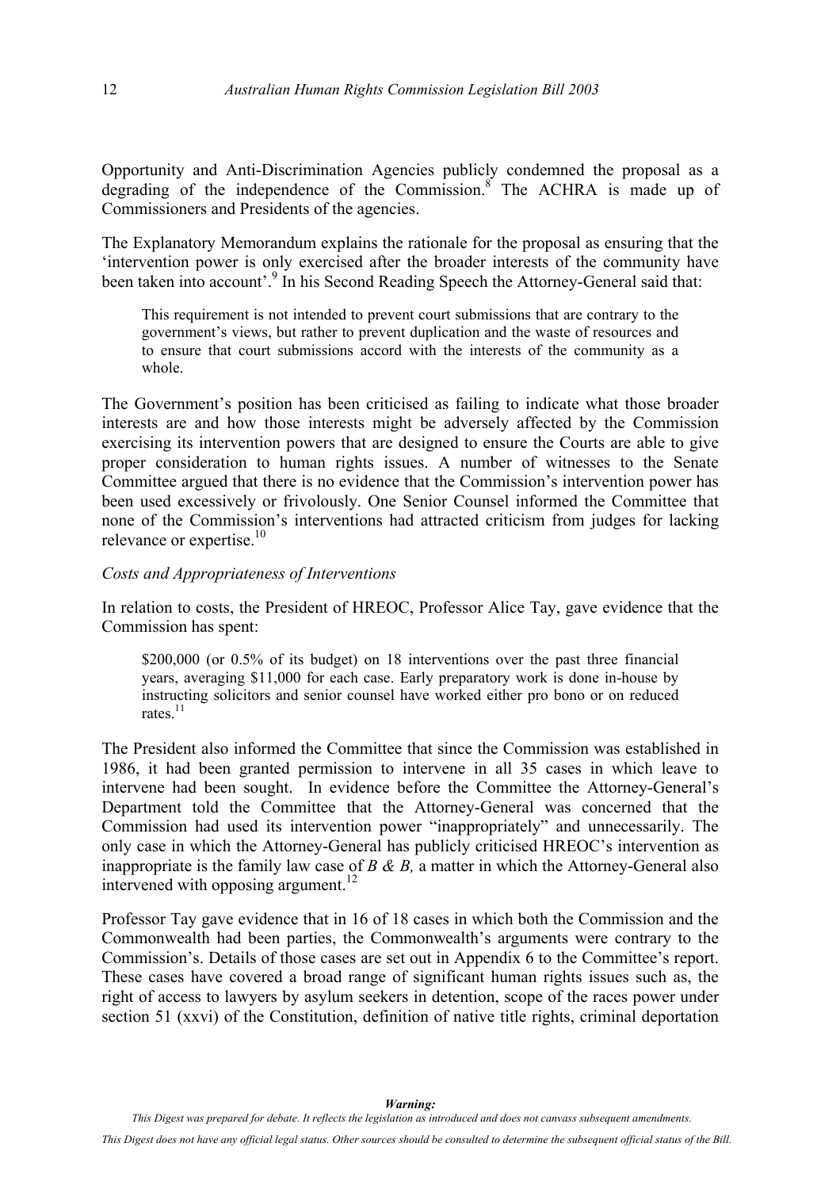Opportunity and Anti-Discrimination Agencies publicly condemned the proposal as a degrading of the independence of the Commission.[8] The ACHRA is made up of Commissioners and Presidents of the agencies.

The Explanatory Memorandum explains the rationale for the proposal as ensuring that the 'intervention power is only exercised after the broader interests of the community have been taken into account'.[9] In his Second Reading Speech the Attorney-General said that:

> This requirement is not intended to prevent court submissions that are contrary to the government's views, but rather to prevent duplication and the waste of resources and to ensure that court submissions accord with the interests of the community as a whole.

The Government's position has been criticised as failing to indicate what those broader interests are and how those interests might be adversely affected by the Commission exercising its intervention powers that are designed to ensure the Courts are able to give proper consideration to human rights issues. A number of witnesses to the Senate Committee argued that there is no evidence that the Commission's intervention power has been used excessively or frivolously. One Senior Counsel informed the Committee that none of the Commission's interventions had attracted criticism from judges for lacking relevance or expertise.[10]

*Costs and Appropriateness of Interventions*

In relation to costs, the President of HREOC, Professor Alice Tay, gave evidence that the Commission has spent:

> \$200,000 (or 0.5% of its budget) on 18 interventions over the past three financial years, averaging \$11,000 for each case. Early preparatory work is done in-house by instructing solicitors and senior counsel have worked either pro bono or on reduced rates.[11]

The President also informed the Committee that since the Commission was established in 1986, it had been granted permission to intervene in all 35 cases in which leave to intervene had been sought. In evidence before the Committee the Attorney-General's Department told the Committee that the Attorney-General was concerned that the Commission had used its intervention power "inappropriately" and unnecessarily. The only case in which the Attorney-General has publicly criticised HREOC's intervention as inappropriate is the family law case of *B & B,* a matter in which the Attorney-General also intervened with opposing argument.[12]

Professor Tay gave evidence that in 16 of 18 cases in which both the Commission and the Commonwealth had been parties, the Commonwealth's arguments were contrary to the Commission's. Details of those cases are set out in Appendix 6 to the Committee's report. These cases have covered a broad range of significant human rights issues such as, the right of access to lawyers by asylum seekers in detention, scope of the races power under section 51 (xxvi) of the Constitution, definition of native title rights, criminal deportation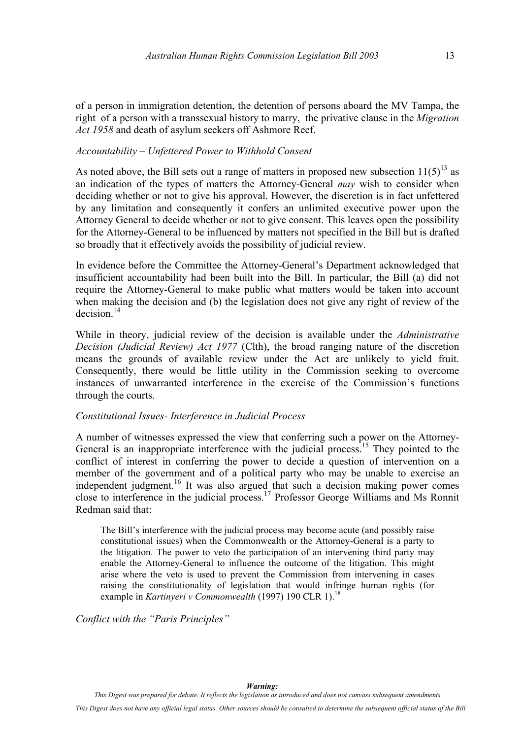of a person in immigration detention, the detention of persons aboard the MV Tampa, the right of a person with a transsexual history to marry, the privative clause in the *Migration Act 1958* and death of asylum seekers off Ashmore Reef.

*Accountability – Unfettered Power to Withhold Consent*

As noted above, the Bill sets out a range of matters in proposed new subsection 11(5)[13] as an indication of the types of matters the Attorney-General *may* wish to consider when deciding whether or not to give his approval. However, the discretion is in fact unfettered by any limitation and consequently it confers an unlimited executive power upon the Attorney General to decide whether or not to give consent. This leaves open the possibility for the Attorney-General to be influenced by matters not specified in the Bill but is drafted so broadly that it effectively avoids the possibility of judicial review.

In evidence before the Committee the Attorney-General's Department acknowledged that insufficient accountability had been built into the Bill. In particular, the Bill (a) did not require the Attorney-General to make public what matters would be taken into account when making the decision and (b) the legislation does not give any right of review of the decision.[14]

While in theory, judicial review of the decision is available under the *Administrative Decision (Judicial Review) Act 1977* (Clth), the broad ranging nature of the discretion means the grounds of available review under the Act are unlikely to yield fruit. Consequently, there would be little utility in the Commission seeking to overcome instances of unwarranted interference in the exercise of the Commission's functions through the courts.

*Constitutional Issues- Interference in Judicial Process*

A number of witnesses expressed the view that conferring such a power on the Attorney-General is an inappropriate interference with the judicial process.[15] They pointed to the conflict of interest in conferring the power to decide a question of intervention on a member of the government and of a political party who may be unable to exercise an independent judgment.[16] It was also argued that such a decision making power comes close to interference in the judicial process.[17] Professor George Williams and Ms Ronnit Redman said that:

> The Bill's interference with the judicial process may become acute (and possibly raise constitutional issues) when the Commonwealth or the Attorney-General is a party to the litigation. The power to veto the participation of an intervening third party may enable the Attorney-General to influence the outcome of the litigation. This might arise where the veto is used to prevent the Commission from intervening in cases raising the constitutionality of legislation that would infringe human rights (for example in *Kartinyeri v Commonwealth* (1997) 190 CLR 1).[18]

*Conflict with the "Paris Principles"*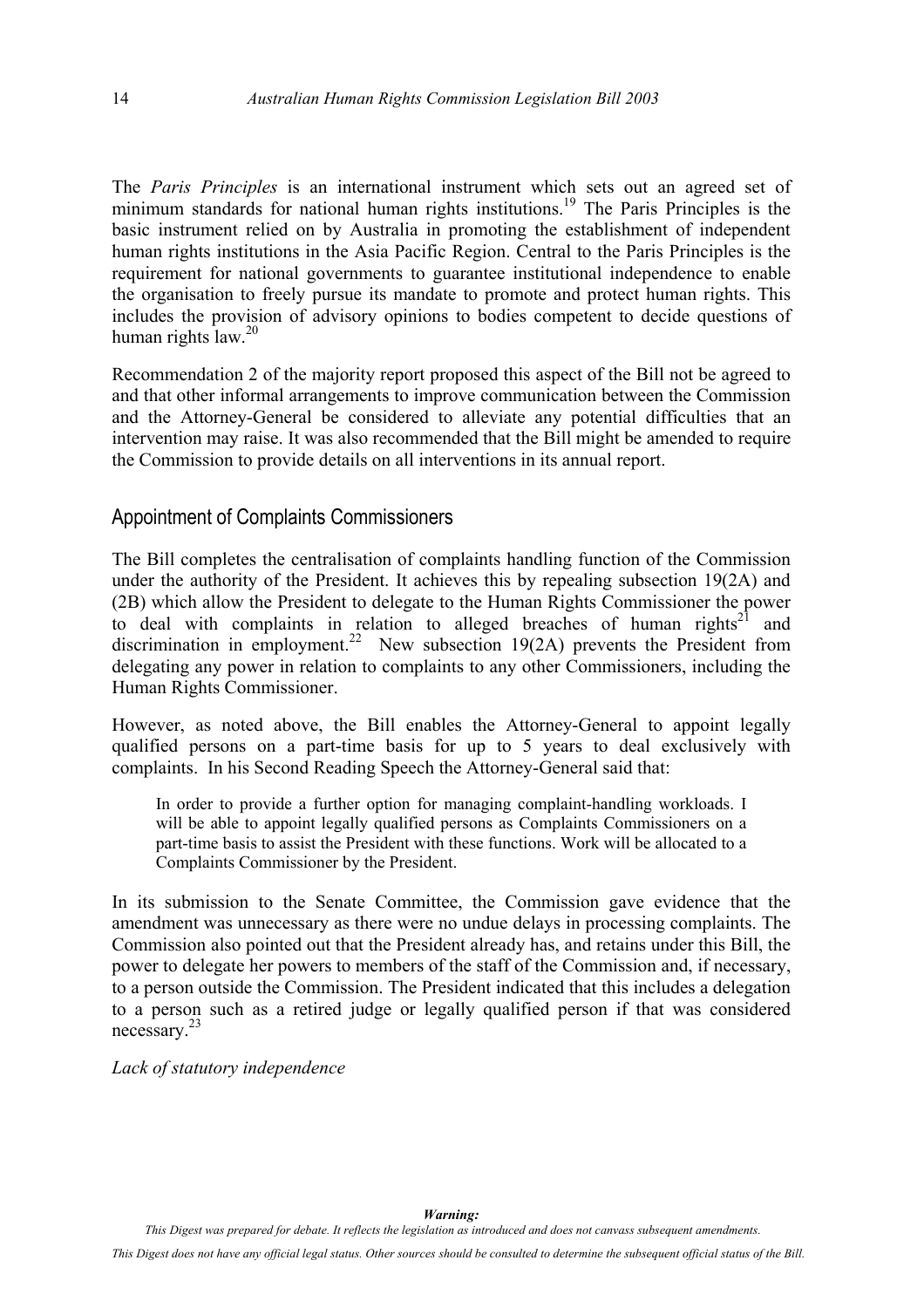The *Paris Principles* is an international instrument which sets out an agreed set of minimum standards for national human rights institutions.[19] The Paris Principles is the basic instrument relied on by Australia in promoting the establishment of independent human rights institutions in the Asia Pacific Region. Central to the Paris Principles is the requirement for national governments to guarantee institutional independence to enable the organisation to freely pursue its mandate to promote and protect human rights. This includes the provision of advisory opinions to bodies competent to decide questions of human rights law.[20]

Recommendation 2 of the majority report proposed this aspect of the Bill not be agreed to and that other informal arrangements to improve communication between the Commission and the Attorney-General be considered to alleviate any potential difficulties that an intervention may raise. It was also recommended that the Bill might be amended to require the Commission to provide details on all interventions in its annual report.

## Appointment of Complaints Commissioners

The Bill completes the centralisation of complaints handling function of the Commission under the authority of the President. It achieves this by repealing subsection 19(2A) and (2B) which allow the President to delegate to the Human Rights Commissioner the power to deal with complaints in relation to alleged breaches of human rights[21] and discrimination in employment.[22] New subsection 19(2A) prevents the President from delegating any power in relation to complaints to any other Commissioners, including the Human Rights Commissioner.

However, as noted above, the Bill enables the Attorney-General to appoint legally qualified persons on a part-time basis for up to 5 years to deal exclusively with complaints. In his Second Reading Speech the Attorney-General said that:

> In order to provide a further option for managing complaint-handling workloads. I will be able to appoint legally qualified persons as Complaints Commissioners on a part-time basis to assist the President with these functions. Work will be allocated to a Complaints Commissioner by the President.

In its submission to the Senate Committee, the Commission gave evidence that the amendment was unnecessary as there were no undue delays in processing complaints. The Commission also pointed out that the President already has, and retains under this Bill, the power to delegate her powers to members of the staff of the Commission and, if necessary, to a person outside the Commission. The President indicated that this includes a delegation to a person such as a retired judge or legally qualified person if that was considered necessary.[23]

*Lack of statutory independence*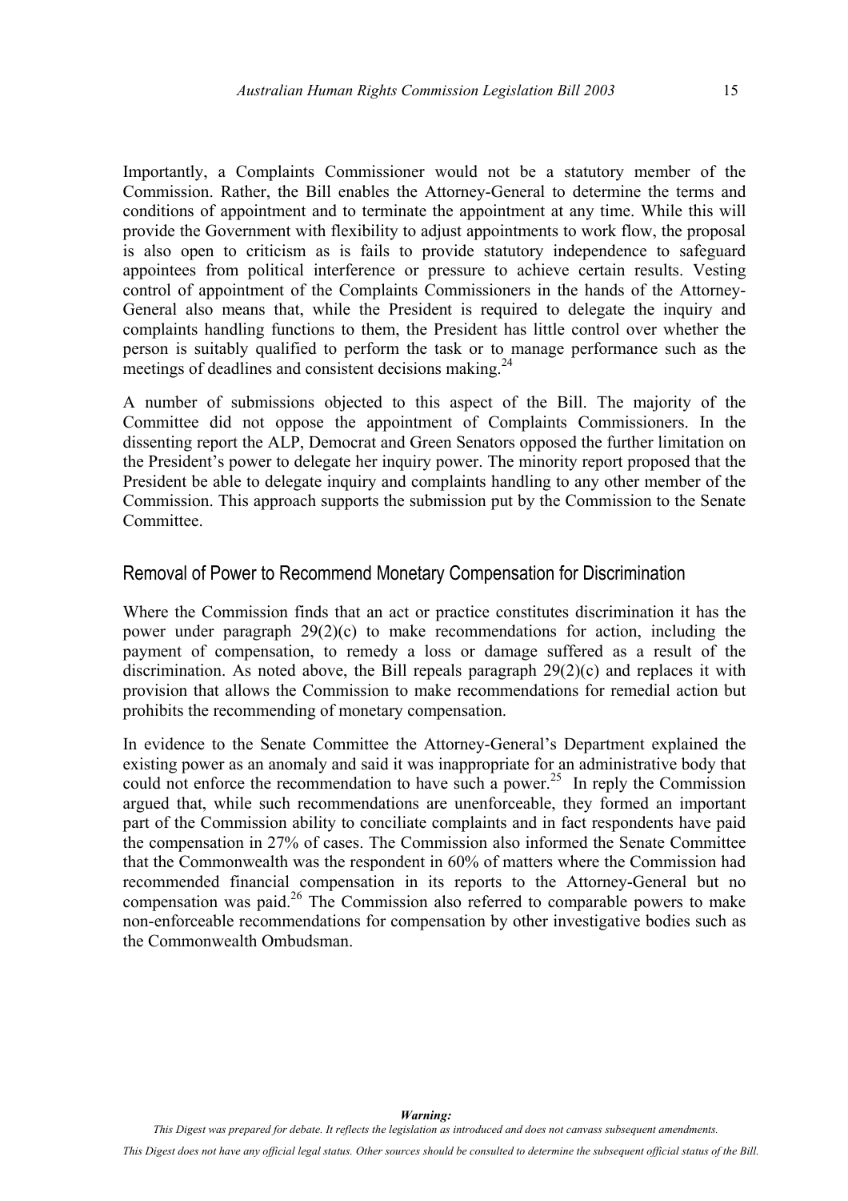Importantly, a Complaints Commissioner would not be a statutory member of the Commission. Rather, the Bill enables the Attorney-General to determine the terms and conditions of appointment and to terminate the appointment at any time. While this will provide the Government with flexibility to adjust appointments to work flow, the proposal is also open to criticism as is fails to provide statutory independence to safeguard appointees from political interference or pressure to achieve certain results. Vesting control of appointment of the Complaints Commissioners in the hands of the Attorney-General also means that, while the President is required to delegate the inquiry and complaints handling functions to them, the President has little control over whether the person is suitably qualified to perform the task or to manage performance such as the meetings of deadlines and consistent decisions making.[24]

A number of submissions objected to this aspect of the Bill. The majority of the Committee did not oppose the appointment of Complaints Commissioners. In the dissenting report the ALP, Democrat and Green Senators opposed the further limitation on the President's power to delegate her inquiry power. The minority report proposed that the President be able to delegate inquiry and complaints handling to any other member of the Commission. This approach supports the submission put by the Commission to the Senate Committee.

## Removal of Power to Recommend Monetary Compensation for Discrimination

Where the Commission finds that an act or practice constitutes discrimination it has the power under paragraph 29(2)(c) to make recommendations for action, including the payment of compensation, to remedy a loss or damage suffered as a result of the discrimination. As noted above, the Bill repeals paragraph 29(2)(c) and replaces it with provision that allows the Commission to make recommendations for remedial action but prohibits the recommending of monetary compensation.

In evidence to the Senate Committee the Attorney-General's Department explained the existing power as an anomaly and said it was inappropriate for an administrative body that could not enforce the recommendation to have such a power.[25] In reply the Commission argued that, while such recommendations are unenforceable, they formed an important part of the Commission ability to conciliate complaints and in fact respondents have paid the compensation in 27% of cases. The Commission also informed the Senate Committee that the Commonwealth was the respondent in 60% of matters where the Commission had recommended financial compensation in its reports to the Attorney-General but no compensation was paid.[26] The Commission also referred to comparable powers to make non-enforceable recommendations for compensation by other investigative bodies such as the Commonwealth Ombudsman.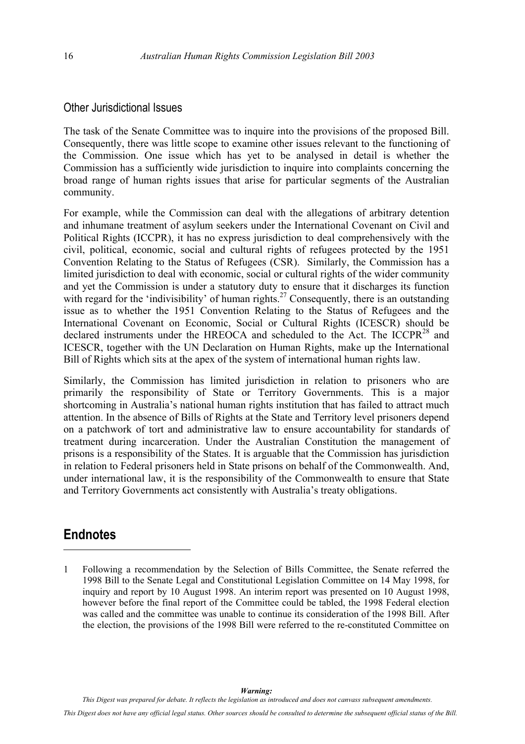## Other Jurisdictional Issues

The task of the Senate Committee was to inquire into the provisions of the proposed Bill. Consequently, there was little scope to examine other issues relevant to the functioning of the Commission. One issue which has yet to be analysed in detail is whether the Commission has a sufficiently wide jurisdiction to inquire into complaints concerning the broad range of human rights issues that arise for particular segments of the Australian community.

For example, while the Commission can deal with the allegations of arbitrary detention and inhumane treatment of asylum seekers under the International Covenant on Civil and Political Rights (ICCPR), it has no express jurisdiction to deal comprehensively with the civil, political, economic, social and cultural rights of refugees protected by the 1951 Convention Relating to the Status of Refugees (CSR). Similarly, the Commission has a limited jurisdiction to deal with economic, social or cultural rights of the wider community and yet the Commission is under a statutory duty to ensure that it discharges its function with regard for the 'indivisibility' of human rights.[27] Consequently, there is an outstanding issue as to whether the 1951 Convention Relating to the Status of Refugees and the International Covenant on Economic, Social or Cultural Rights (ICESCR) should be declared instruments under the HREOCA and scheduled to the Act. The ICCPR[28] and ICESCR, together with the UN Declaration on Human Rights, make up the International Bill of Rights which sits at the apex of the system of international human rights law.

Similarly, the Commission has limited jurisdiction in relation to prisoners who are primarily the responsibility of State or Territory Governments. This is a major shortcoming in Australia's national human rights institution that has failed to attract much attention. In the absence of Bills of Rights at the State and Territory level prisoners depend on a patchwork of tort and administrative law to ensure accountability for standards of treatment during incarceration. Under the Australian Constitution the management of prisons is a responsibility of the States. It is arguable that the Commission has jurisdiction in relation to Federal prisoners held in State prisons on behalf of the Commonwealth. And, under international law, it is the responsibility of the Commonwealth to ensure that State and Territory Governments act consistently with Australia's treaty obligations.

# Endnotes

1 Following a recommendation by the Selection of Bills Committee, the Senate referred the 1998 Bill to the Senate Legal and Constitutional Legislation Committee on 14 May 1998, for inquiry and report by 10 August 1998. An interim report was presented on 10 August 1998, however before the final report of the Committee could be tabled, the 1998 Federal election was called and the committee was unable to continue its consideration of the 1998 Bill. After the election, the provisions of the 1998 Bill were referred to the re-constituted Committee on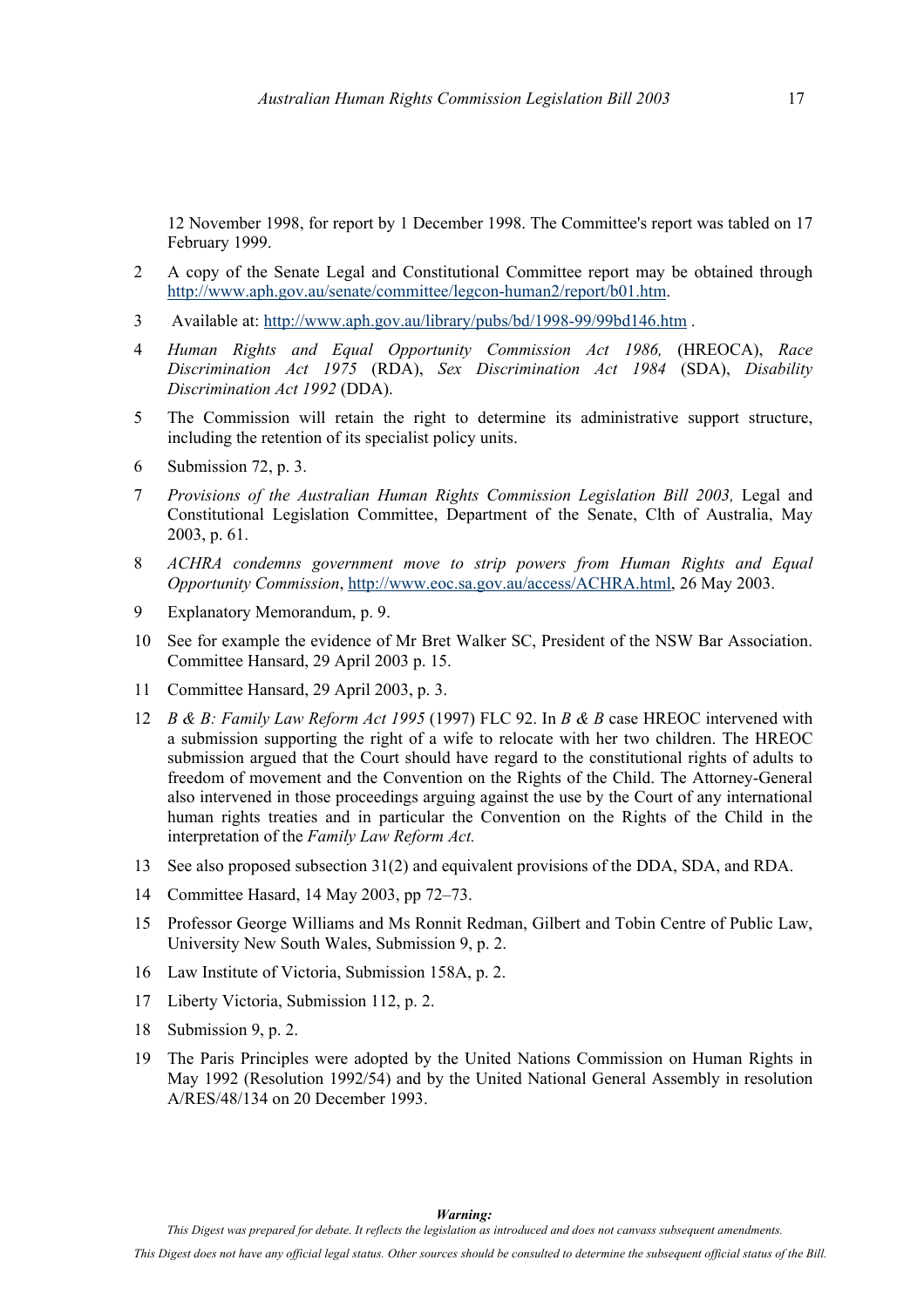12 November 1998, for report by 1 December 1998. The Committee's report was tabled on 17 February 1999.

2. A copy of the Senate Legal and Constitutional Committee report may be obtained through http://www.aph.gov.au/senate/committee/legcon-human2/report/b01.htm.

3. Available at: http://www.aph.gov.au/library/pubs/bd/1998-99/99bd146.htm .

4. *Human Rights and Equal Opportunity Commission Act 1986,* (HREOCA), *Race Discrimination Act 1975* (RDA), *Sex Discrimination Act 1984* (SDA), *Disability Discrimination Act 1992* (DDA).

5. The Commission will retain the right to determine its administrative support structure, including the retention of its specialist policy units.

6. Submission 72, p. 3.

7. *Provisions of the Australian Human Rights Commission Legislation Bill 2003,* Legal and Constitutional Legislation Committee, Department of the Senate, Clth of Australia, May 2003, p. 61.

8. *ACHRA condemns government move to strip powers from Human Rights and Equal Opportunity Commission*, http://www.eoc.sa.gov.au/access/ACHRA.html, 26 May 2003.

9. Explanatory Memorandum, p. 9.

10. See for example the evidence of Mr Bret Walker SC, President of the NSW Bar Association. Committee Hansard, 29 April 2003 p. 15.

11. Committee Hansard, 29 April 2003, p. 3.

12. *B & B: Family Law Reform Act 1995* (1997) FLC 92. In *B & B* case HREOC intervened with a submission supporting the right of a wife to relocate with her two children. The HREOC submission argued that the Court should have regard to the constitutional rights of adults to freedom of movement and the Convention on the Rights of the Child. The Attorney-General also intervened in those proceedings arguing against the use by the Court of any international human rights treaties and in particular the Convention on the Rights of the Child in the interpretation of the *Family Law Reform Act.*

13. See also proposed subsection 31(2) and equivalent provisions of the DDA, SDA, and RDA.

14. Committee Hasard, 14 May 2003, pp 72–73.

15. Professor George Williams and Ms Ronnit Redman, Gilbert and Tobin Centre of Public Law, University New South Wales, Submission 9, p. 2.

16. Law Institute of Victoria, Submission 158A, p. 2.

17. Liberty Victoria, Submission 112, p. 2.

18. Submission 9, p. 2.

19. The Paris Principles were adopted by the United Nations Commission on Human Rights in May 1992 (Resolution 1992/54) and by the United National General Assembly in resolution A/RES/48/134 on 20 December 1993.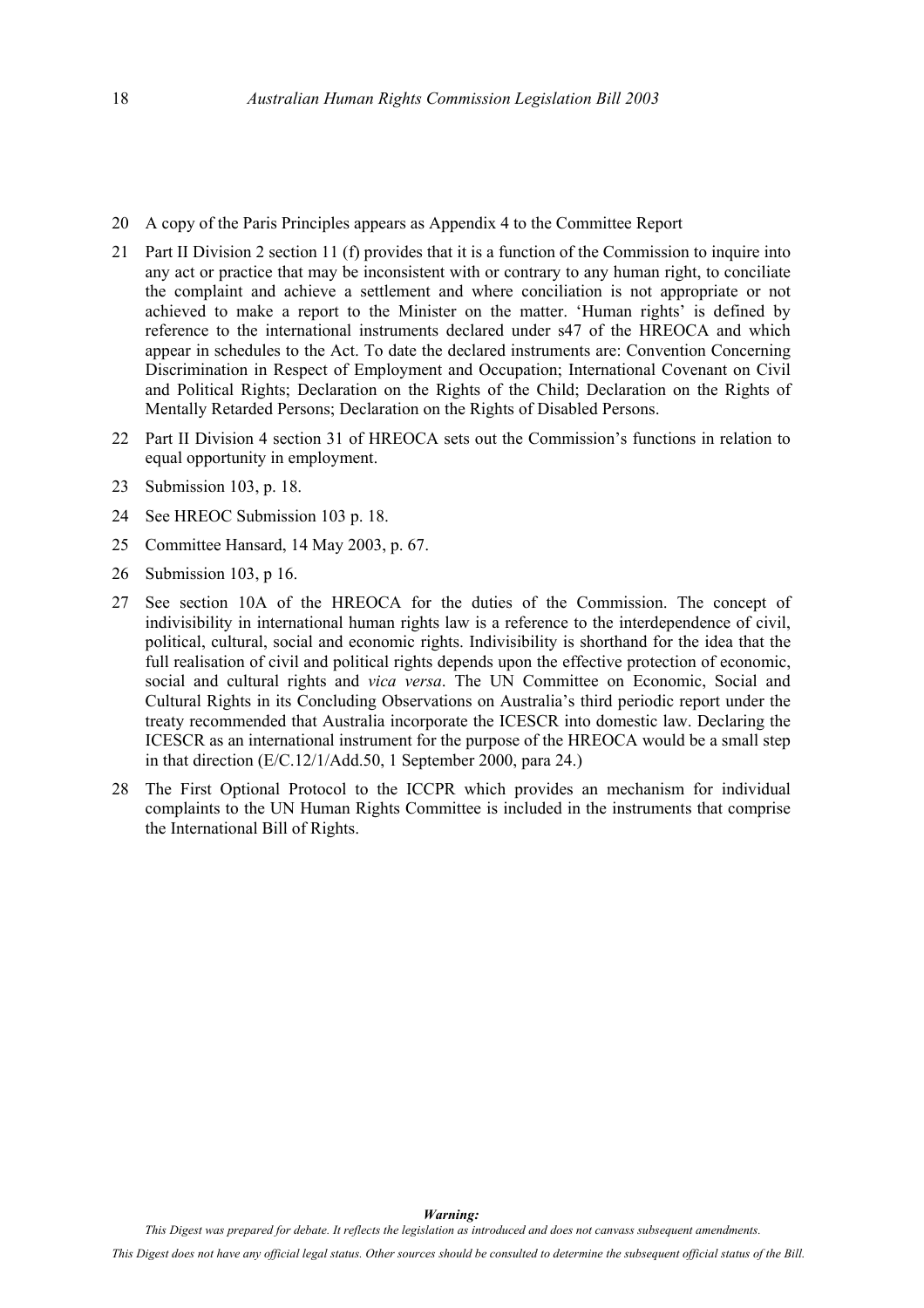20 A copy of the Paris Principles appears as Appendix 4 to the Committee Report

21 Part II Division 2 section 11 (f) provides that it is a function of the Commission to inquire into any act or practice that may be inconsistent with or contrary to any human right, to conciliate the complaint and achieve a settlement and where conciliation is not appropriate or not achieved to make a report to the Minister on the matter. 'Human rights' is defined by reference to the international instruments declared under s47 of the HREOCA and which appear in schedules to the Act. To date the declared instruments are: Convention Concerning Discrimination in Respect of Employment and Occupation; International Covenant on Civil and Political Rights; Declaration on the Rights of the Child; Declaration on the Rights of Mentally Retarded Persons; Declaration on the Rights of Disabled Persons.

22 Part II Division 4 section 31 of HREOCA sets out the Commission's functions in relation to equal opportunity in employment.

23 Submission 103, p. 18.

24 See HREOC Submission 103 p. 18.

25 Committee Hansard, 14 May 2003, p. 67.

26 Submission 103, p 16.

27 See section 10A of the HREOCA for the duties of the Commission. The concept of indivisibility in international human rights law is a reference to the interdependence of civil, political, cultural, social and economic rights. Indivisibility is shorthand for the idea that the full realisation of civil and political rights depends upon the effective protection of economic, social and cultural rights and *vica versa*. The UN Committee on Economic, Social and Cultural Rights in its Concluding Observations on Australia's third periodic report under the treaty recommended that Australia incorporate the ICESCR into domestic law. Declaring the ICESCR as an international instrument for the purpose of the HREOCA would be a small step in that direction (E/C.12/1/Add.50, 1 September 2000, para 24.)

28 The First Optional Protocol to the ICCPR which provides an mechanism for individual complaints to the UN Human Rights Committee is included in the instruments that comprise the International Bill of Rights.